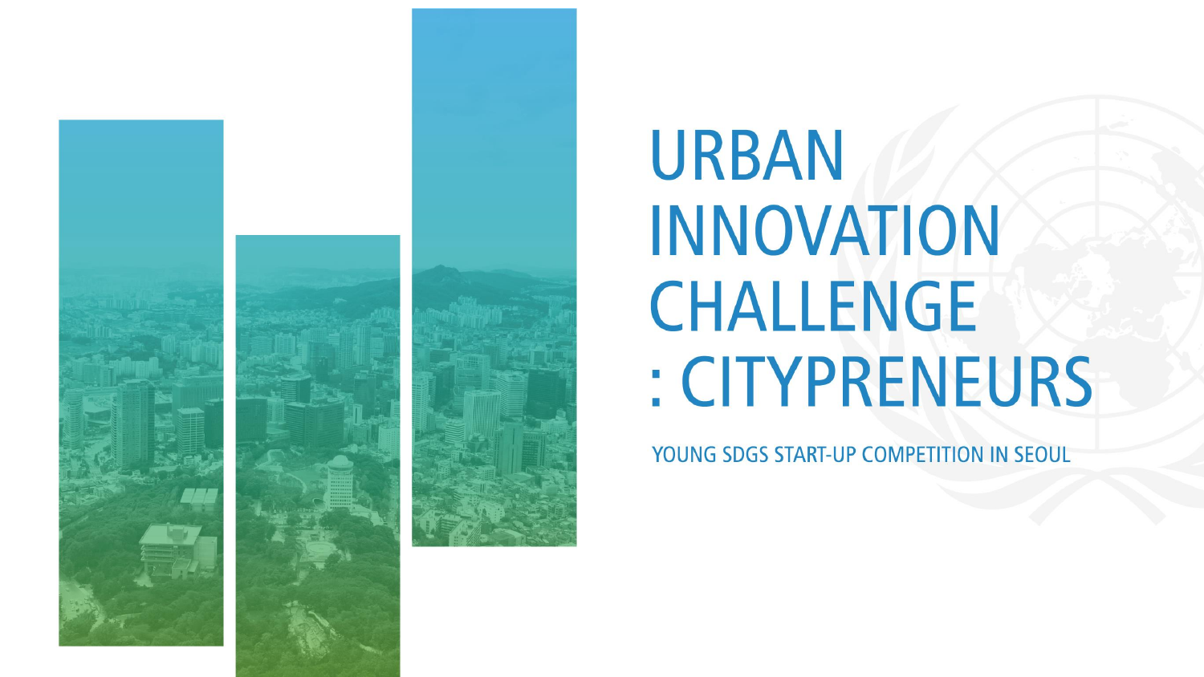# URBAN INNOVATION CHALLENGE : CITYPRENEURS

YOUNG SDGS START-UP COMPETITION IN SEOUL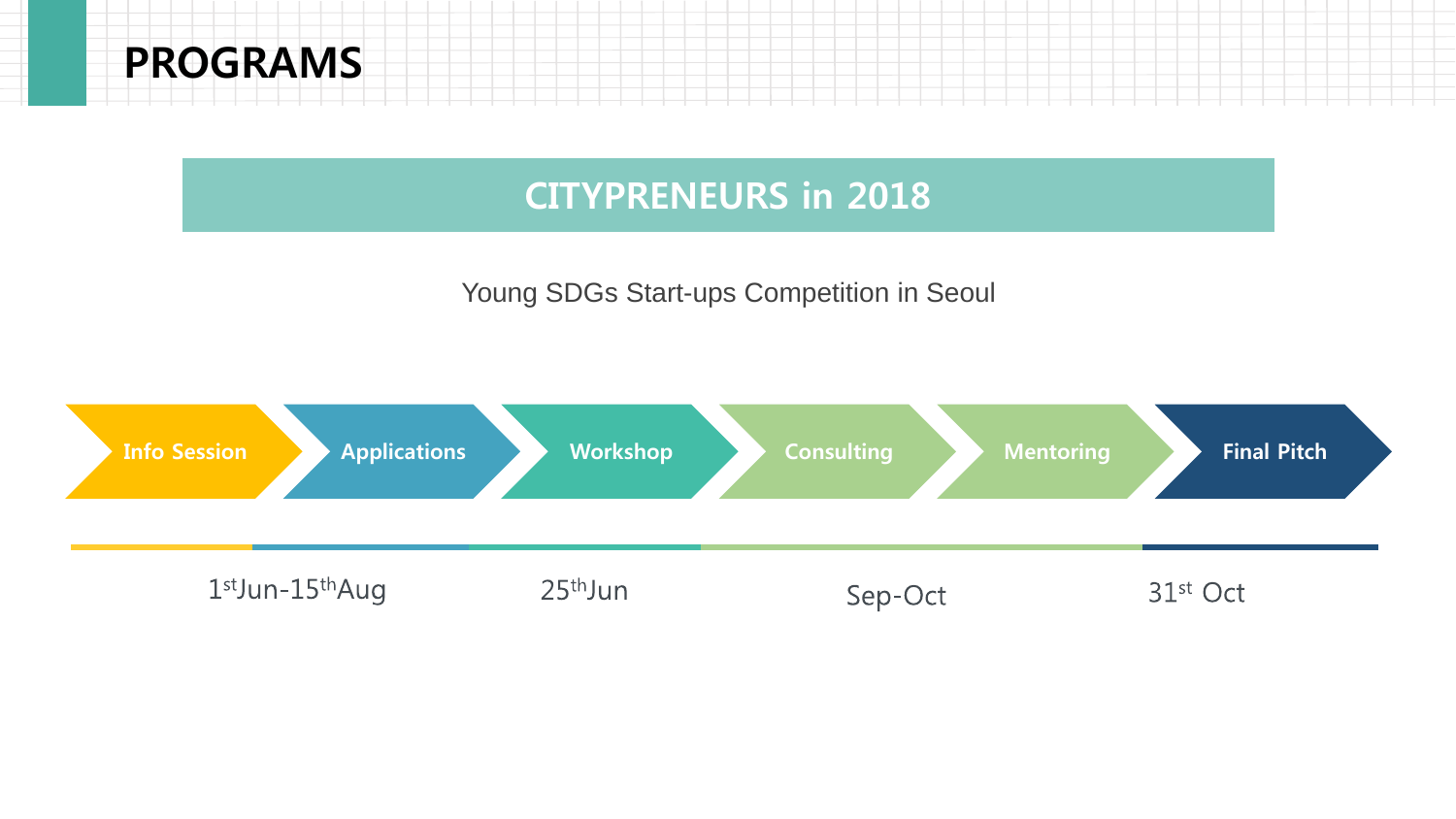# PROGRAMS

## CITYPRENEURS in 2018

Young SDGs Start-ups Competition in Seoul

Info Session → Applications → Workshop → Consulting → Mentoring → Final Pitch

| Info Session / Applications | Workshop | Consulting / Mentoring | Final Pitch |
| --- | --- | --- | --- |
| 1st Jun-15th Aug | 25th Jun | Sep-Oct | 31st Oct |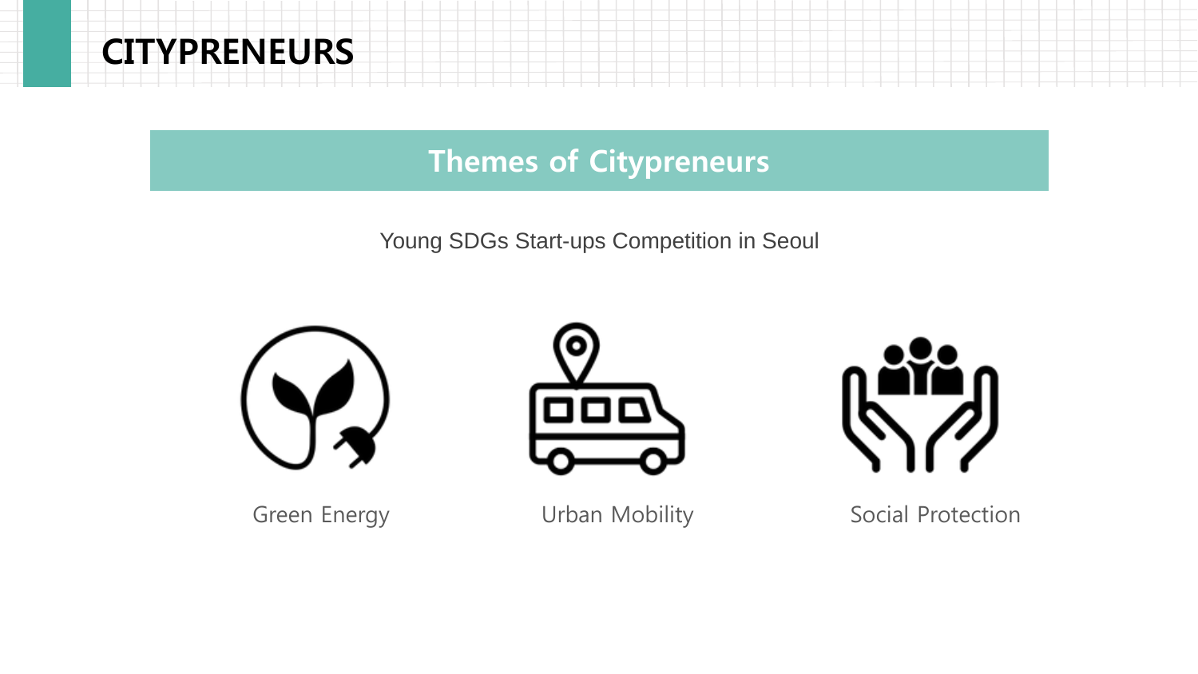# CITYPRENEURS

## Themes of Citypreneurs

Young SDGs Start-ups Competition in Seoul

Green Energy

Urban Mobility

Social Protection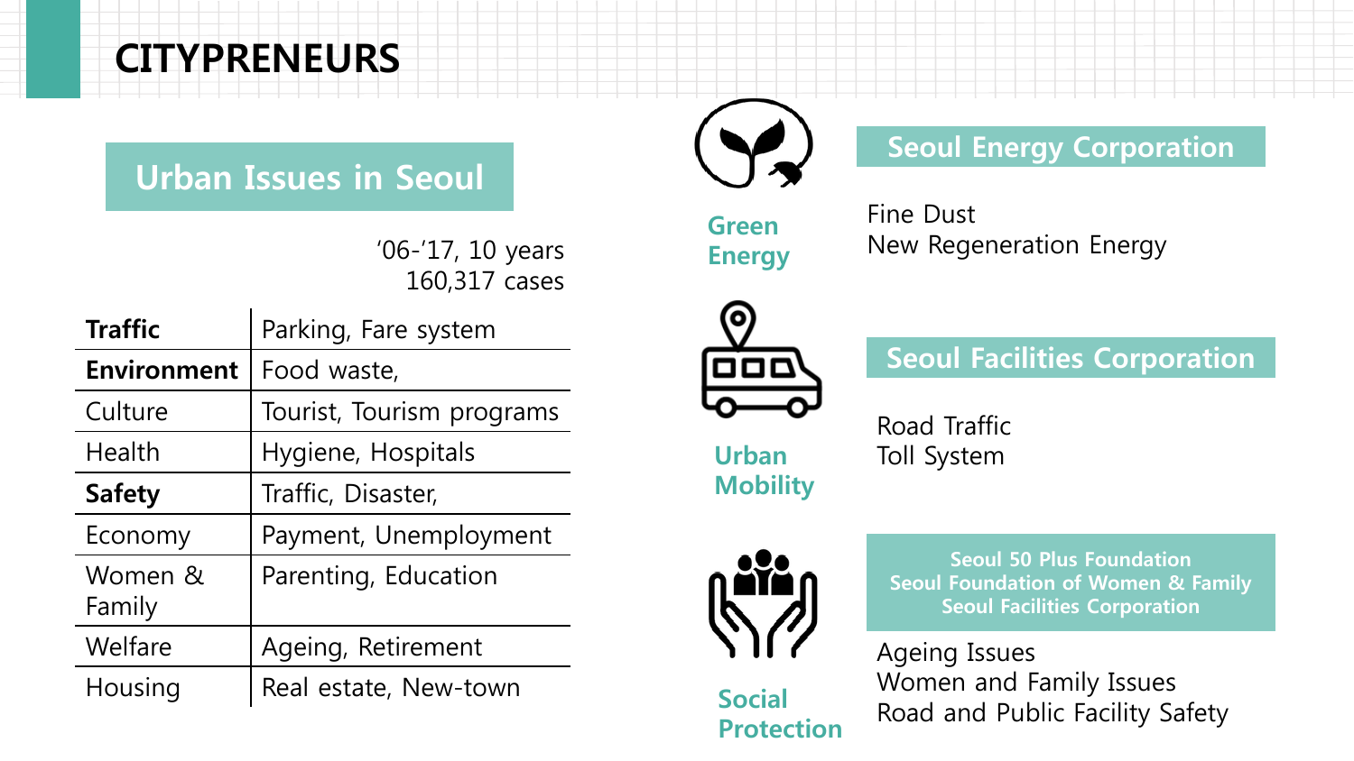# CITYPRENEURS

## Urban Issues in Seoul

'06-'17, 10 years
160,317 cases

| | |
|---|---|
| **Traffic** | Parking, Fare system |
| **Environment** | Food waste, |
| Culture | Tourist, Tourism programs |
| Health | Hygiene, Hospitals |
| **Safety** | Traffic, Disaster, |
| Economy | Payment, Unemployment |
| Women & Family | Parenting, Education |
| Welfare | Ageing, Retirement |
| Housing | Real estate, New-town |

**Green Energy**

**Seoul Energy Corporation**

Fine Dust
New Regeneration Energy

**Urban Mobility**

**Seoul Facilities Corporation**

Road Traffic
Toll System

**Social Protection**

**Seoul 50 Plus Foundation**
**Seoul Foundation of Women & Family**
**Seoul Facilities Corporation**

Ageing Issues
Women and Family Issues
Road and Public Facility Safety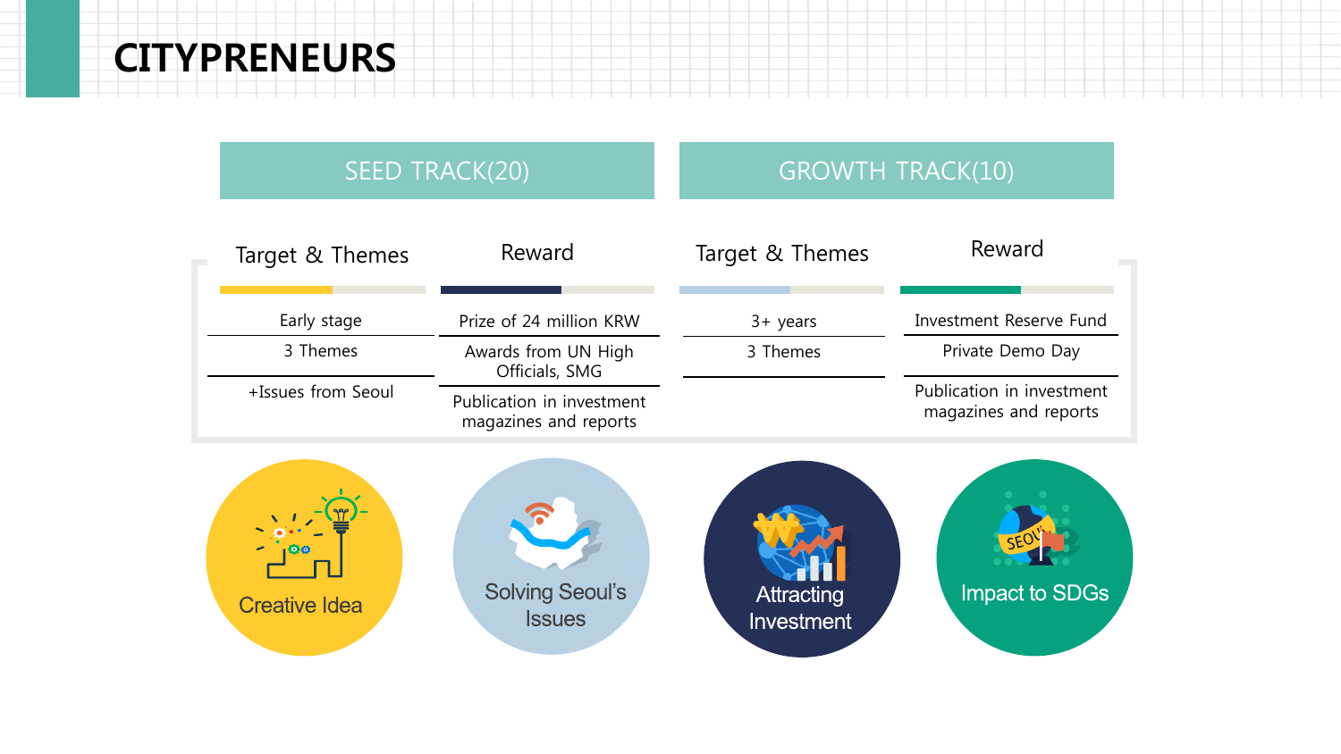# CITYPRENEURS

| SEED TRACK(20) | | GROWTH TRACK(10) | |
|---|---|---|---|
| Target & Themes | Reward | Target & Themes | Reward |
| Early stage | Prize of 24 million KRW | 3+ years | Investment Reserve Fund |
| 3 Themes | Awards from UN High Officials, SMG | 3 Themes | Private Demo Day |
| +Issues from Seoul | Publication in investment magazines and reports | | Publication in investment magazines and reports |

- Creative Idea
- Solving Seoul's Issues
- Attracting Investment
- Impact to SDGs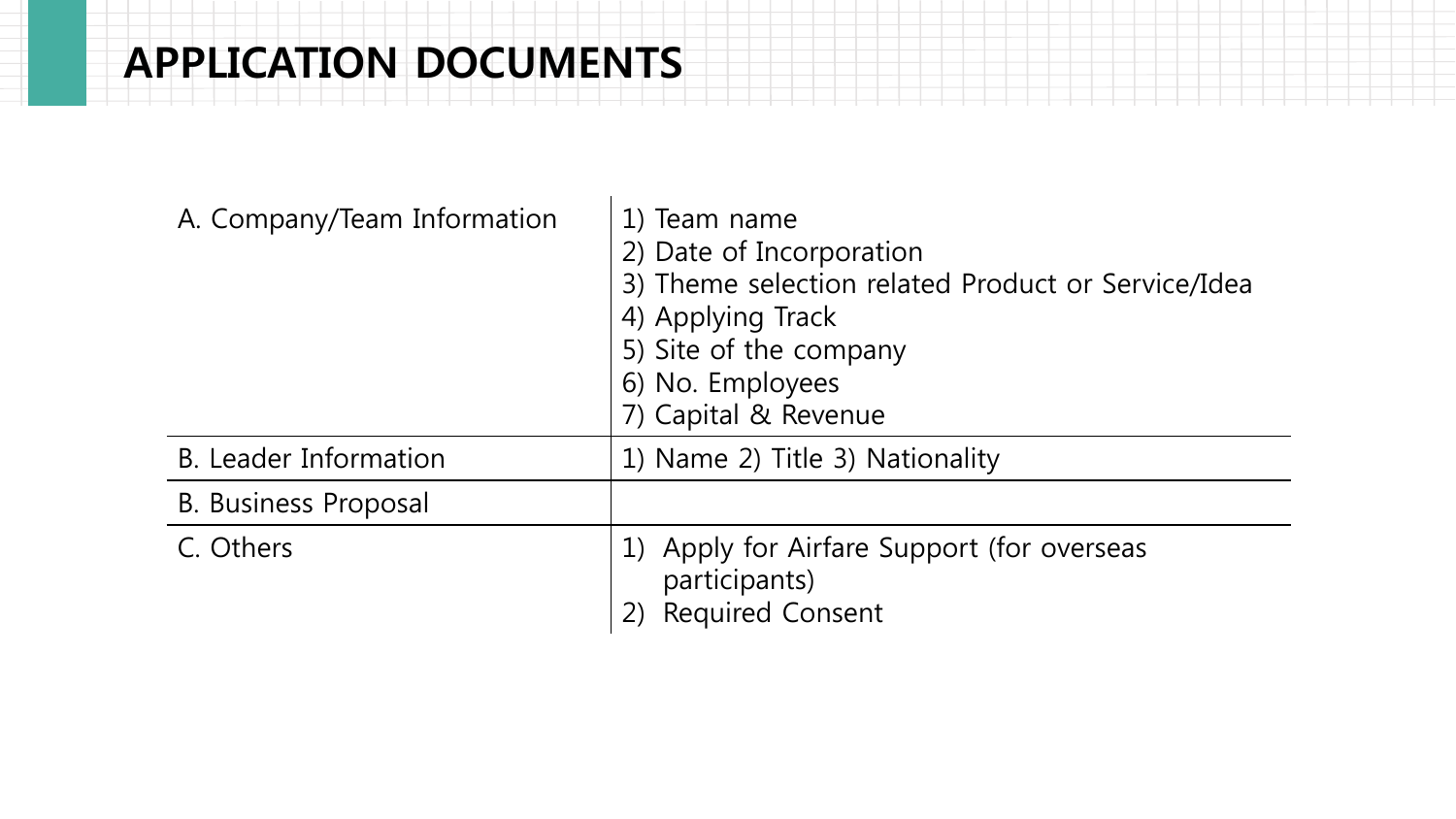# APPLICATION DOCUMENTS

| | |
|---|---|
| A. Company/Team Information | 1) Team name<br>2) Date of Incorporation<br>3) Theme selection related Product or Service/Idea<br>4) Applying Track<br>5) Site of the company<br>6) No. Employees<br>7) Capital & Revenue |
| B. Leader Information | 1) Name 2) Title 3) Nationality |
| B. Business Proposal | |
| C. Others | 1) Apply for Airfare Support (for overseas participants)<br>2) Required Consent |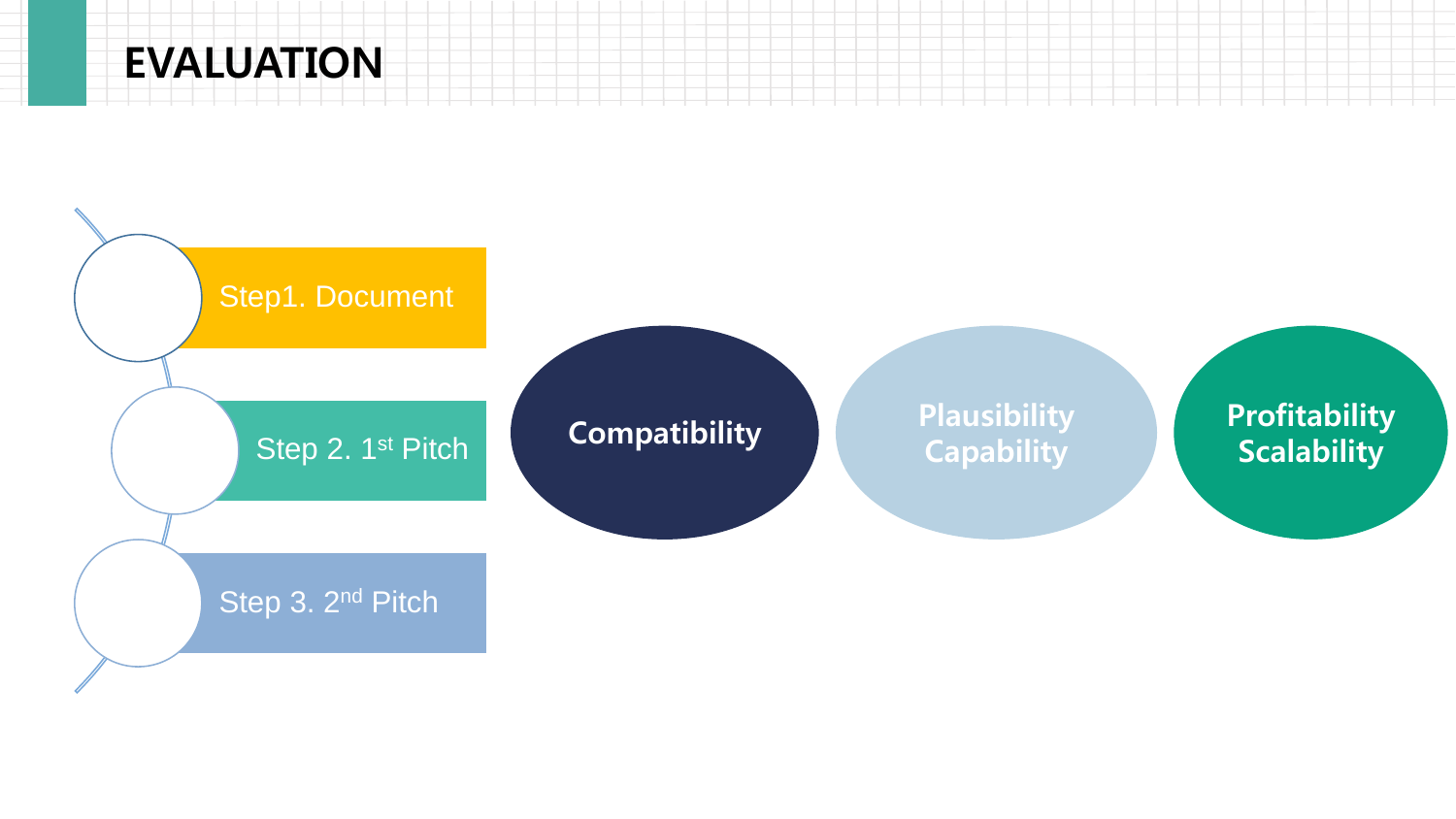# EVALUATION

- Step1. Document
- Step 2. 1st Pitch
- Step 3. 2nd Pitch

Compatibility

Plausibility
Capability

Profitability
Scalability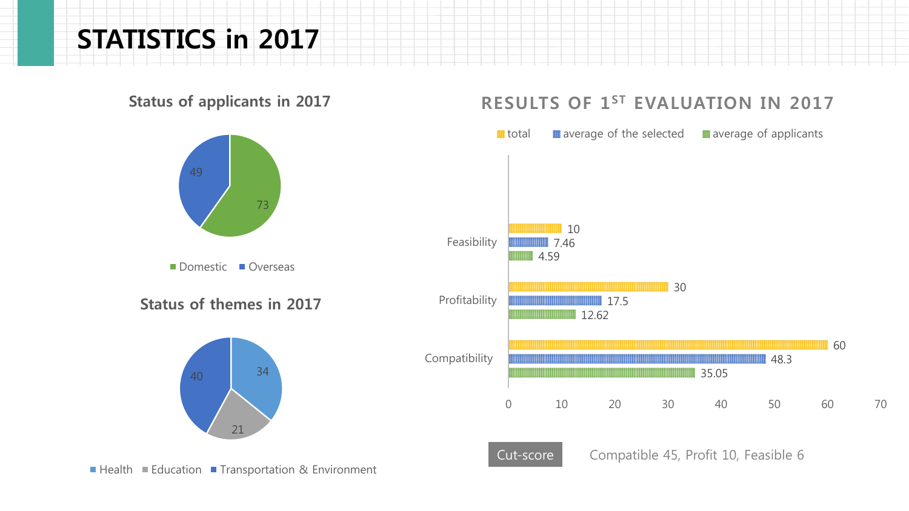# STATISTICS in 2017

## Status of applicants in 2017

| Category | Count |
|---|---|
| Domestic | 73 |
| Overseas | 49 |

## Status of themes in 2017

| Theme | Count |
|---|---|
| Health | 34 |
| Education | 21 |
| Transportation & Environment | 40 |

## RESULTS OF 1ST EVALUATION IN 2017

| | total | average of the selected | average of applicants |
|---|---|---|---|
| Feasibility | 10 | 7.46 | 4.59 |
| Profitability | 30 | 17.5 | 12.62 |
| Compatibility | 60 | 48.3 | 35.05 |

**Cut-score** Compatible 45, Profit 10, Feasible 6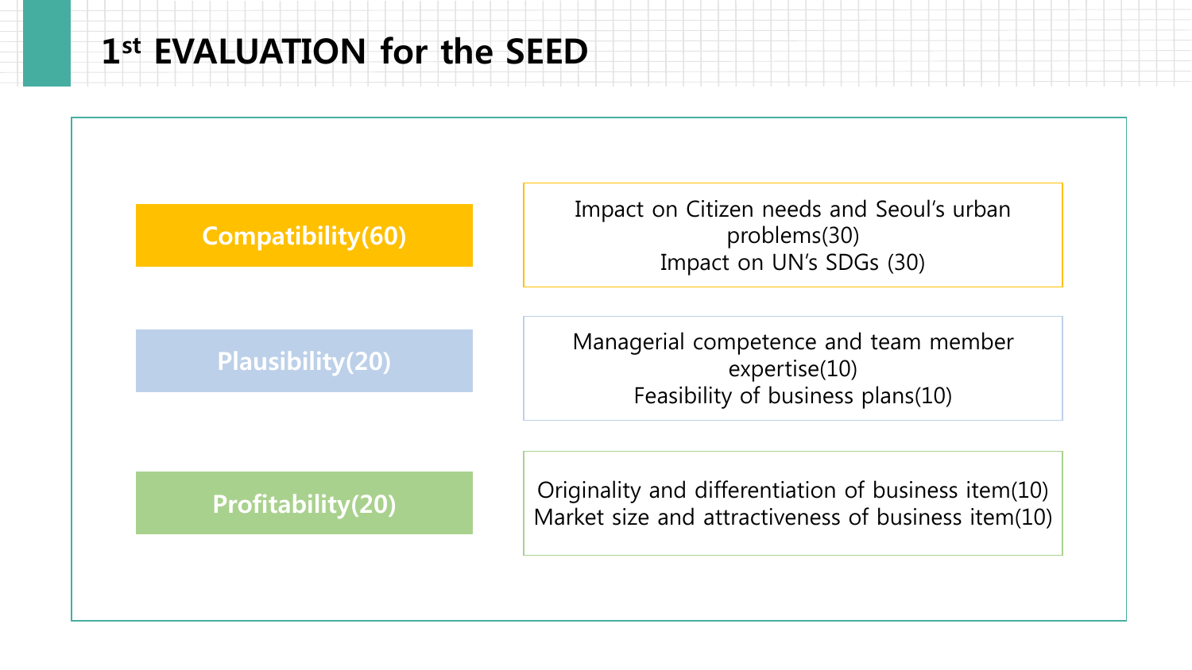# 1st EVALUATION for the SEED

| Category | Criteria |
| --- | --- |
| **Compatibility(60)** | Impact on Citizen needs and Seoul's urban problems(30)<br>Impact on UN's SDGs (30) |
| **Plausibility(20)** | Managerial competence and team member expertise(10)<br>Feasibility of business plans(10) |
| **Profitability(20)** | Originality and differentiation of business item(10)<br>Market size and attractiveness of business item(10) |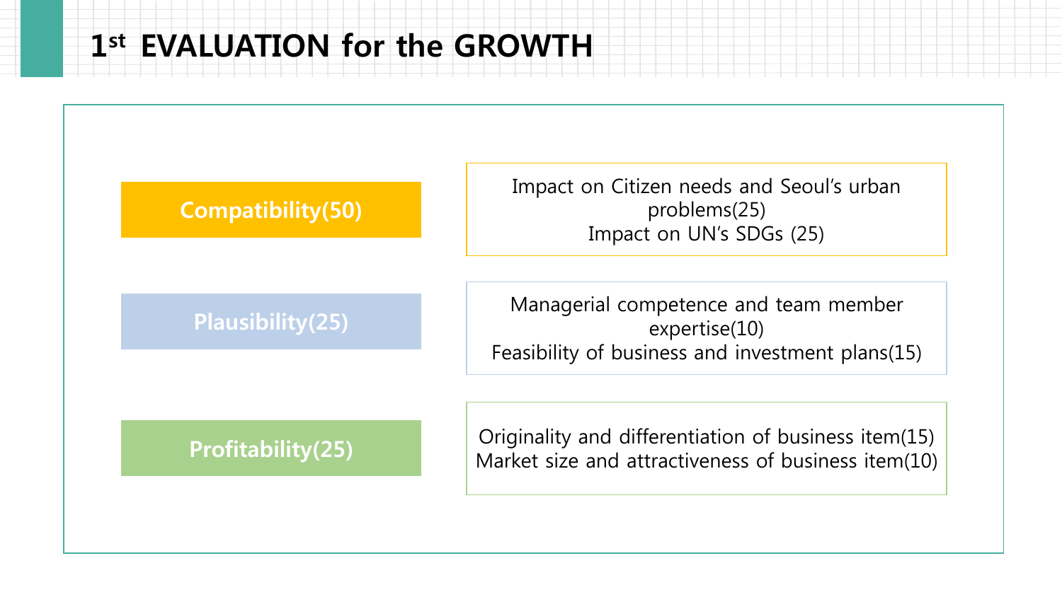# 1st EVALUATION for the GROWTH

| Criteria | Details |
| --- | --- |
| **Compatibility(50)** | Impact on Citizen needs and Seoul's urban problems(25)<br>Impact on UN's SDGs (25) |
| **Plausibility(25)** | Managerial competence and team member expertise(10)<br>Feasibility of business and investment plans(15) |
| **Profitability(25)** | Originality and differentiation of business item(15)<br>Market size and attractiveness of business item(10) |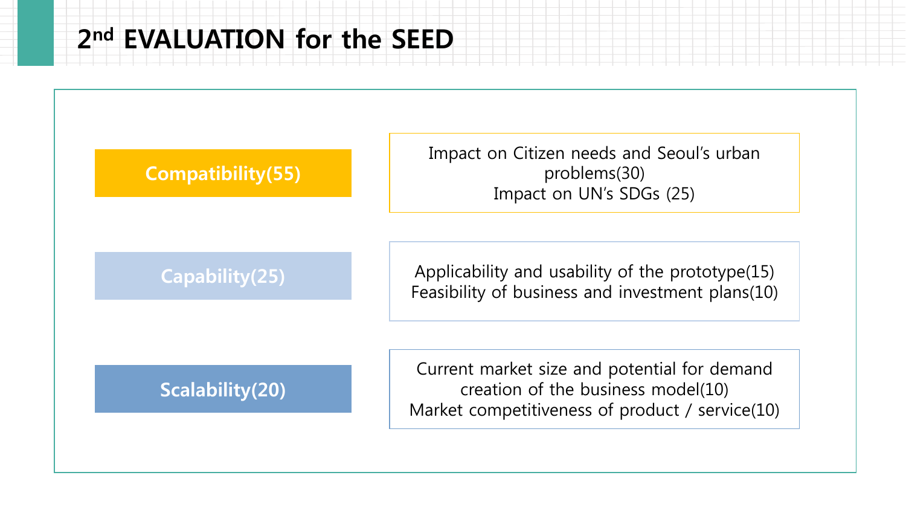# 2nd EVALUATION for the SEED

| Category | Criteria |
| --- | --- |
| **Compatibility(55)** | Impact on Citizen needs and Seoul's urban problems(30)<br>Impact on UN's SDGs (25) |
| **Capability(25)** | Applicability and usability of the prototype(15)<br>Feasibility of business and investment plans(10) |
| **Scalability(20)** | Current market size and potential for demand creation of the business model(10)<br>Market competitiveness of product / service(10) |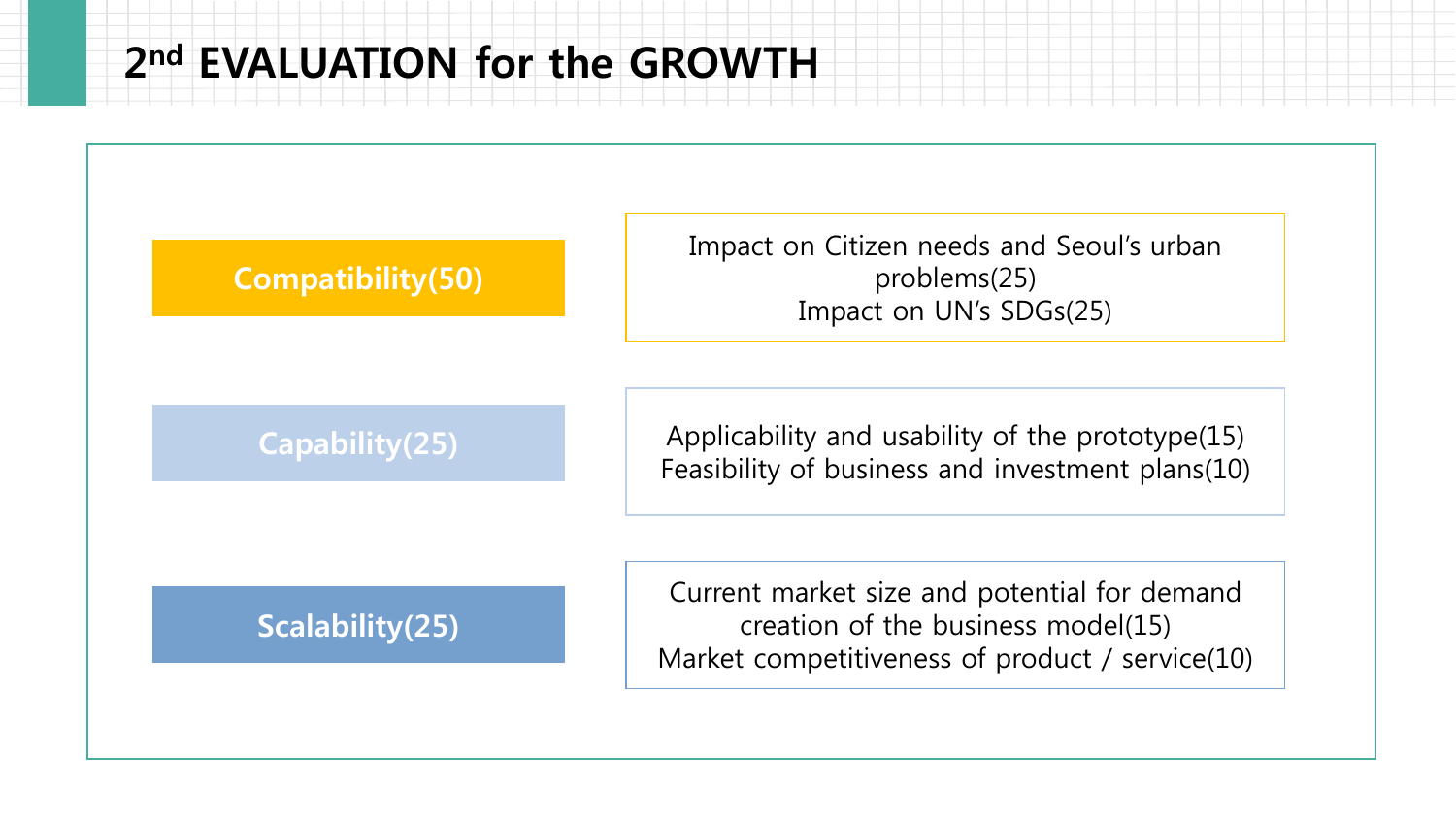# 2nd EVALUATION for the GROWTH

| Criteria | Details |
|---|---|
| **Compatibility(50)** | Impact on Citizen needs and Seoul's urban problems(25)<br>Impact on UN's SDGs(25) |
| **Capability(25)** | Applicability and usability of the prototype(15)<br>Feasibility of business and investment plans(10) |
| **Scalability(25)** | Current market size and potential for demand creation of the business model(15)<br>Market competitiveness of product / service(10) |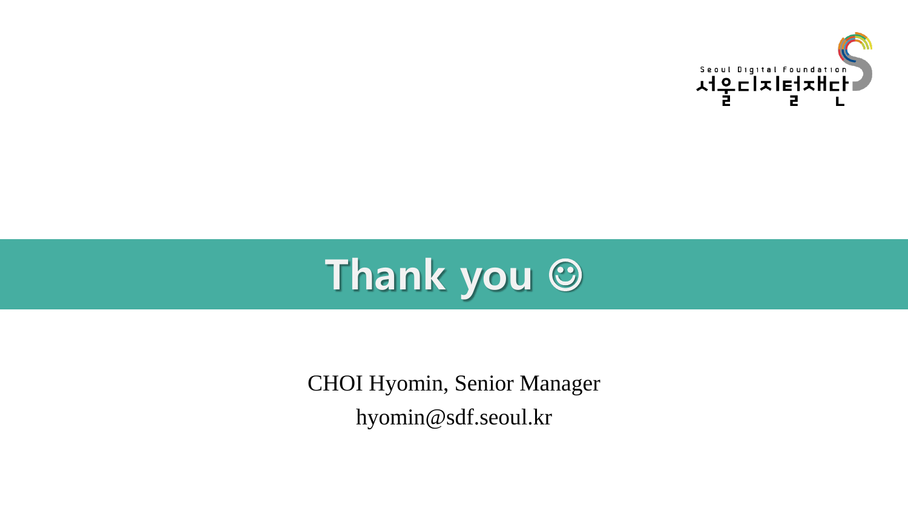# Thank you ☺

CHOI Hyomin, Senior Manager

hyomin@sdf.seoul.kr